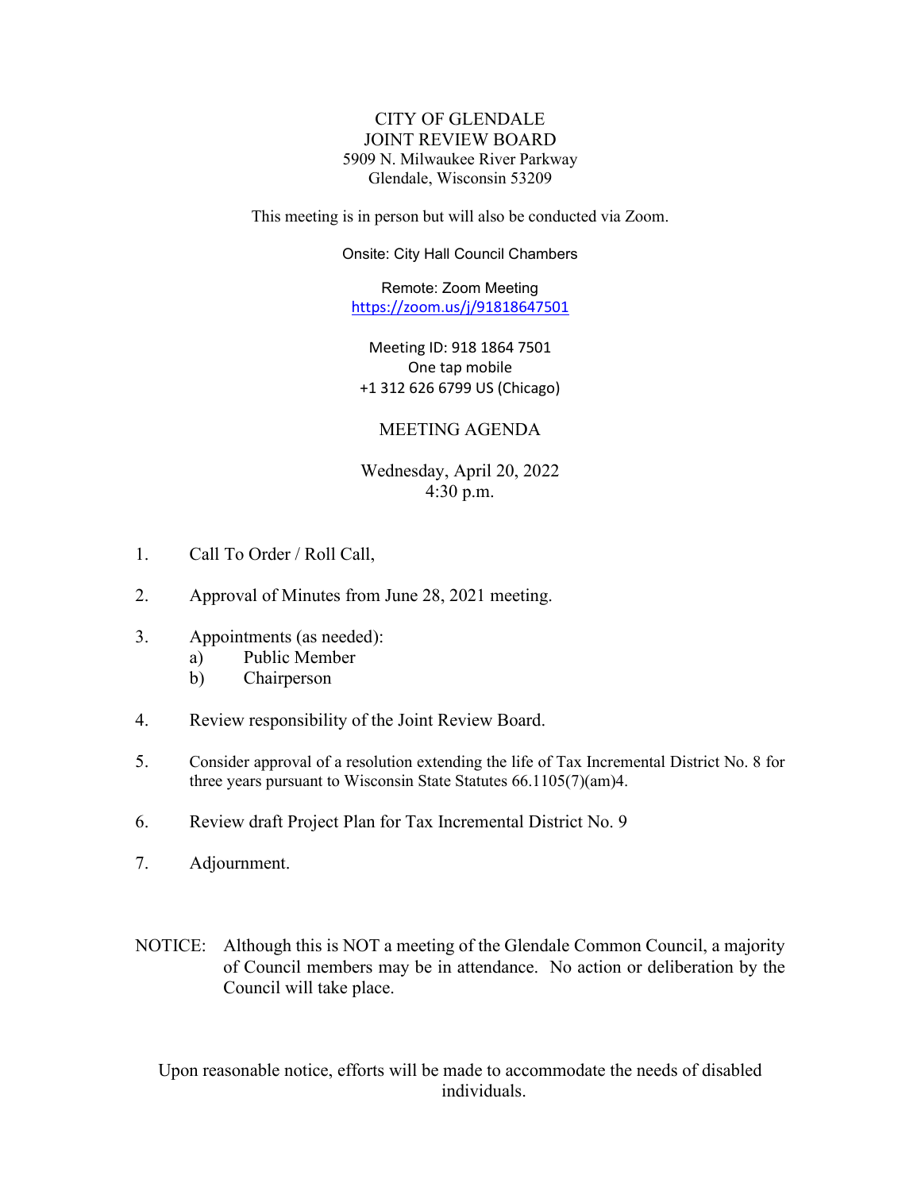# CITY OF GLENDALE
## JOINT REVIEW BOARD

5909 N. Milwaukee River Parkway
Glendale, Wisconsin 53209

This meeting is in person but will also be conducted via Zoom.

Onsite: City Hall Council Chambers

Remote: Zoom Meeting
https://zoom.us/j/91818647501

Meeting ID: 918 1864 7501
One tap mobile
+1 312 626 6799 US (Chicago)

## MEETING AGENDA

Wednesday, April 20, 2022
4:30 p.m.

1. Call To Order / Roll Call,
2. Approval of Minutes from June 28, 2021 meeting.
3. Appointments (as needed):
   a) Public Member
   b) Chairperson
4. Review responsibility of the Joint Review Board.
5. Consider approval of a resolution extending the life of Tax Incremental District No. 8 for three years pursuant to Wisconsin State Statutes 66.1105(7)(am)4.
6. Review draft Project Plan for Tax Incremental District No. 9
7. Adjournment.

NOTICE: Although this is NOT a meeting of the Glendale Common Council, a majority of Council members may be in attendance. No action or deliberation by the Council will take place.

Upon reasonable notice, efforts will be made to accommodate the needs of disabled individuals.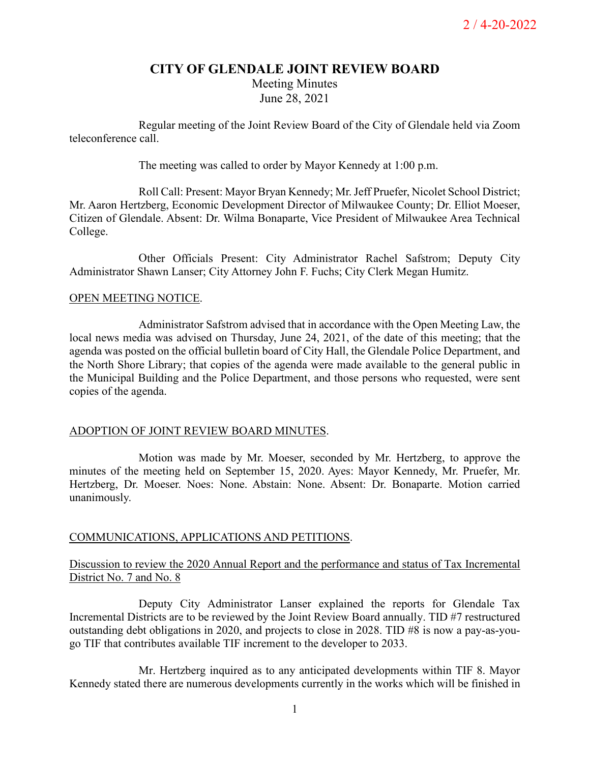# CITY OF GLENDALE JOINT REVIEW BOARD

Meeting Minutes
June 28, 2021

Regular meeting of the Joint Review Board of the City of Glendale held via Zoom teleconference call.

The meeting was called to order by Mayor Kennedy at 1:00 p.m.

Roll Call: Present: Mayor Bryan Kennedy; Mr. Jeff Pruefer, Nicolet School District; Mr. Aaron Hertzberg, Economic Development Director of Milwaukee County; Dr. Elliot Moeser, Citizen of Glendale. Absent: Dr. Wilma Bonaparte, Vice President of Milwaukee Area Technical College.

Other Officials Present: City Administrator Rachel Safstrom; Deputy City Administrator Shawn Lanser; City Attorney John F. Fuchs; City Clerk Megan Humitz.

## OPEN MEETING NOTICE.

Administrator Safstrom advised that in accordance with the Open Meeting Law, the local news media was advised on Thursday, June 24, 2021, of the date of this meeting; that the agenda was posted on the official bulletin board of City Hall, the Glendale Police Department, and the North Shore Library; that copies of the agenda were made available to the general public in the Municipal Building and the Police Department, and those persons who requested, were sent copies of the agenda.

## ADOPTION OF JOINT REVIEW BOARD MINUTES.

Motion was made by Mr. Moeser, seconded by Mr. Hertzberg, to approve the minutes of the meeting held on September 15, 2020. Ayes: Mayor Kennedy, Mr. Pruefer, Mr. Hertzberg, Dr. Moeser. Noes: None. Abstain: None. Absent: Dr. Bonaparte. Motion carried unanimously.

## COMMUNICATIONS, APPLICATIONS AND PETITIONS.

### Discussion to review the 2020 Annual Report and the performance and status of Tax Incremental District No. 7 and No. 8

Deputy City Administrator Lanser explained the reports for Glendale Tax Incremental Districts are to be reviewed by the Joint Review Board annually. TID #7 restructured outstanding debt obligations in 2020, and projects to close in 2028. TID #8 is now a pay-as-you-go TIF that contributes available TIF increment to the developer to 2033.

Mr. Hertzberg inquired as to any anticipated developments within TIF 8. Mayor Kennedy stated there are numerous developments currently in the works which will be finished in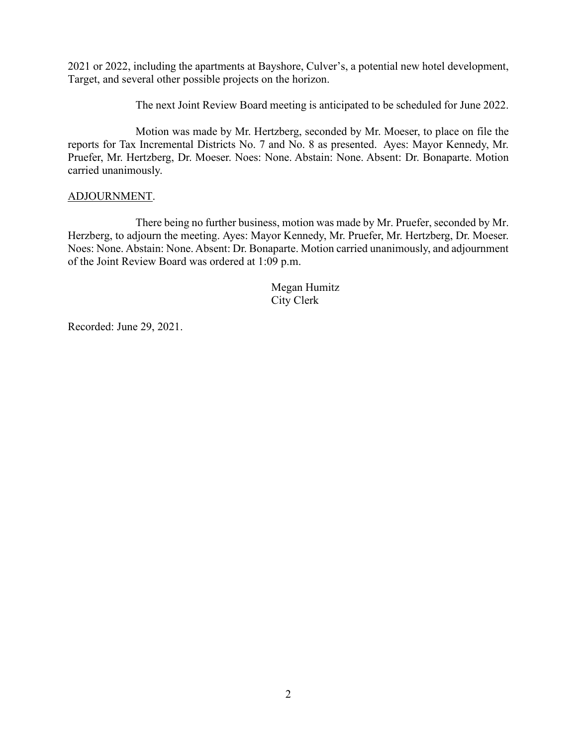2021 or 2022, including the apartments at Bayshore, Culver's, a potential new hotel development, Target, and several other possible projects on the horizon.

The next Joint Review Board meeting is anticipated to be scheduled for June 2022.

Motion was made by Mr. Hertzberg, seconded by Mr. Moeser, to place on file the reports for Tax Incremental Districts No. 7 and No. 8 as presented. Ayes: Mayor Kennedy, Mr. Pruefer, Mr. Hertzberg, Dr. Moeser. Noes: None. Abstain: None. Absent: Dr. Bonaparte. Motion carried unanimously.

ADJOURNMENT.

There being no further business, motion was made by Mr. Pruefer, seconded by Mr. Herzberg, to adjourn the meeting. Ayes: Mayor Kennedy, Mr. Pruefer, Mr. Hertzberg, Dr. Moeser. Noes: None. Abstain: None. Absent: Dr. Bonaparte. Motion carried unanimously, and adjournment of the Joint Review Board was ordered at 1:09 p.m.

Megan Humitz
City Clerk

Recorded: June 29, 2021.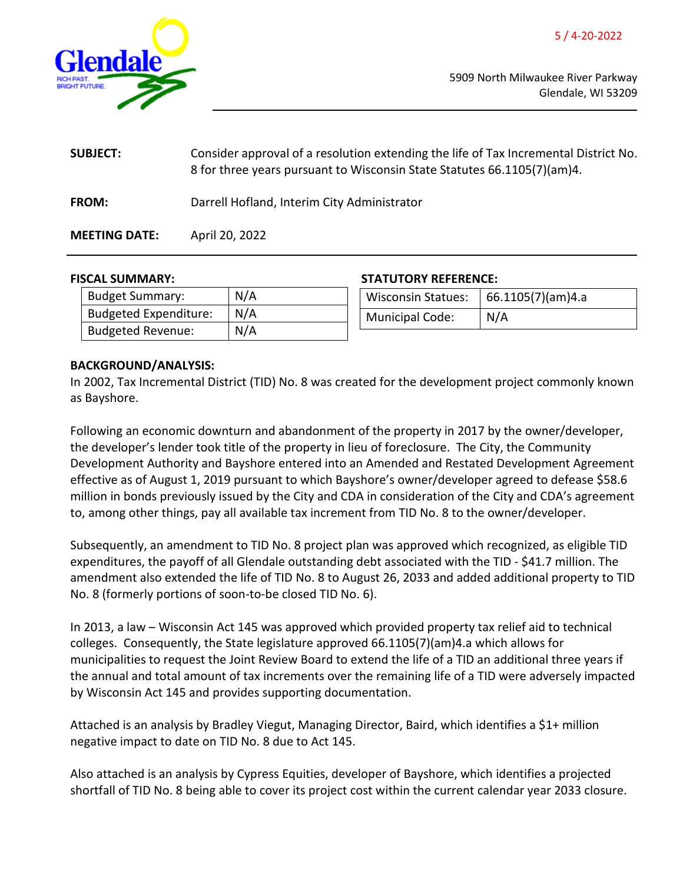5 / 4-20-2022

5909 North Milwaukee River Parkway
Glendale, WI 53209

**SUBJECT:** Consider approval of a resolution extending the life of Tax Incremental District No. 8 for three years pursuant to Wisconsin State Statutes 66.1105(7)(am)4.

**FROM:** Darrell Hofland, Interim City Administrator

**MEETING DATE:** April 20, 2022

**FISCAL SUMMARY:**

| Budget Summary: | N/A |
|---|---|
| Budgeted Expenditure: | N/A |
| Budgeted Revenue: | N/A |

**STATUTORY REFERENCE:**

| Wisconsin Statues: | 66.1105(7)(am)4.a |
|---|---|
| Municipal Code: | N/A |

**BACKGROUND/ANALYSIS:**

In 2002, Tax Incremental District (TID) No. 8 was created for the development project commonly known as Bayshore.

Following an economic downturn and abandonment of the property in 2017 by the owner/developer, the developer's lender took title of the property in lieu of foreclosure. The City, the Community Development Authority and Bayshore entered into an Amended and Restated Development Agreement effective as of August 1, 2019 pursuant to which Bayshore's owner/developer agreed to defease $58.6 million in bonds previously issued by the City and CDA in consideration of the City and CDA's agreement to, among other things, pay all available tax increment from TID No. 8 to the owner/developer.

Subsequently, an amendment to TID No. 8 project plan was approved which recognized, as eligible TID expenditures, the payoff of all Glendale outstanding debt associated with the TID - $41.7 million. The amendment also extended the life of TID No. 8 to August 26, 2033 and added additional property to TID No. 8 (formerly portions of soon-to-be closed TID No. 6).

In 2013, a law – Wisconsin Act 145 was approved which provided property tax relief aid to technical colleges. Consequently, the State legislature approved 66.1105(7)(am)4.a which allows for municipalities to request the Joint Review Board to extend the life of a TID an additional three years if the annual and total amount of tax increments over the remaining life of a TID were adversely impacted by Wisconsin Act 145 and provides supporting documentation.

Attached is an analysis by Bradley Viegut, Managing Director, Baird, which identifies a $1+ million negative impact to date on TID No. 8 due to Act 145.

Also attached is an analysis by Cypress Equities, developer of Bayshore, which identifies a projected shortfall of TID No. 8 being able to cover its project cost within the current calendar year 2033 closure.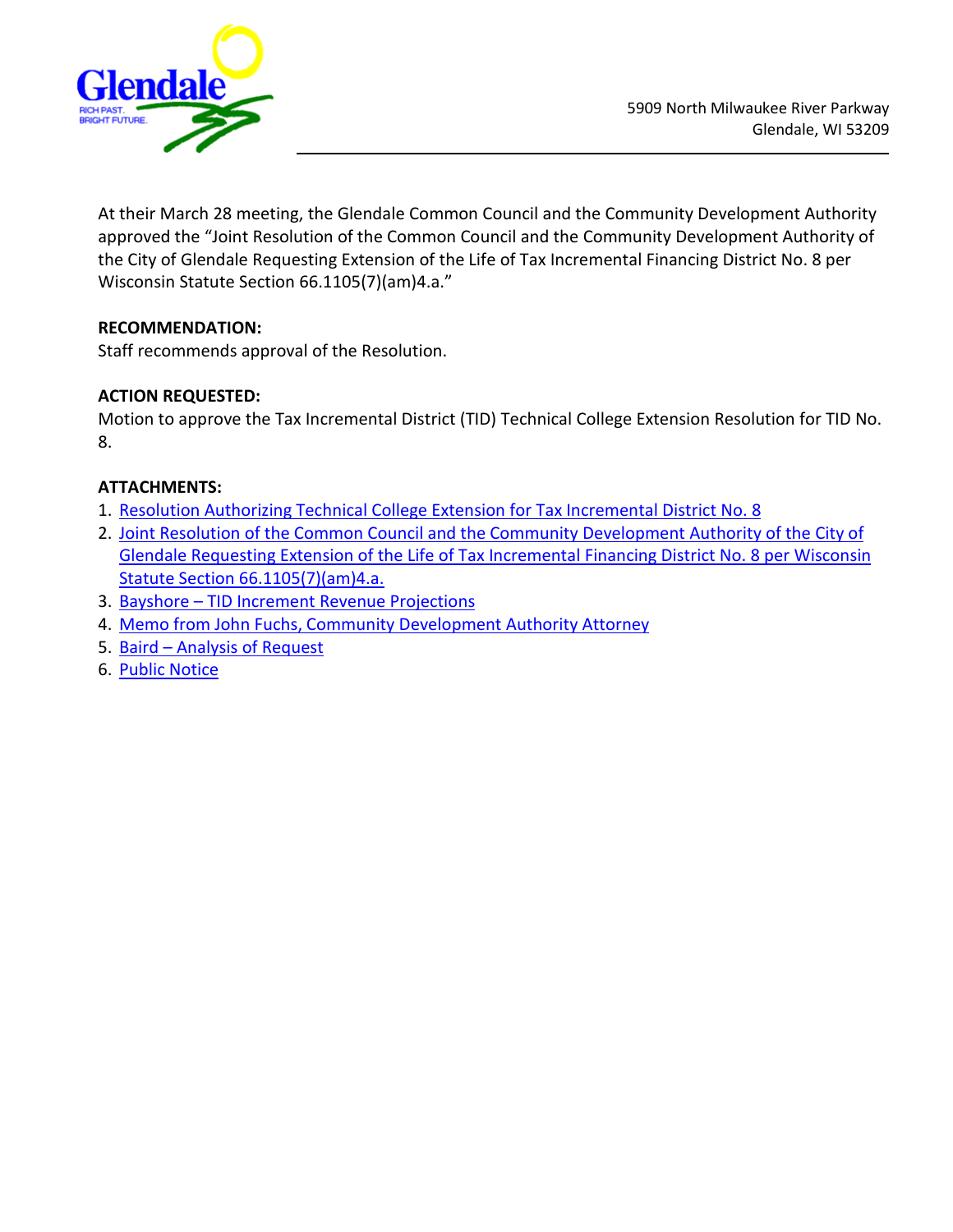5909 North Milwaukee River Parkway
Glendale, WI 53209

At their March 28 meeting, the Glendale Common Council and the Community Development Authority approved the "Joint Resolution of the Common Council and the Community Development Authority of the City of Glendale Requesting Extension of the Life of Tax Incremental Financing District No. 8 per Wisconsin Statute Section 66.1105(7)(am)4.a."

**RECOMMENDATION:**
Staff recommends approval of the Resolution.

**ACTION REQUESTED:**
Motion to approve the Tax Incremental District (TID) Technical College Extension Resolution for TID No. 8.

**ATTACHMENTS:**
1. Resolution Authorizing Technical College Extension for Tax Incremental District No. 8
2. Joint Resolution of the Common Council and the Community Development Authority of the City of Glendale Requesting Extension of the Life of Tax Incremental Financing District No. 8 per Wisconsin Statute Section 66.1105(7)(am)4.a.
3. Bayshore – TID Increment Revenue Projections
4. Memo from John Fuchs, Community Development Authority Attorney
5. Baird – Analysis of Request
6. Public Notice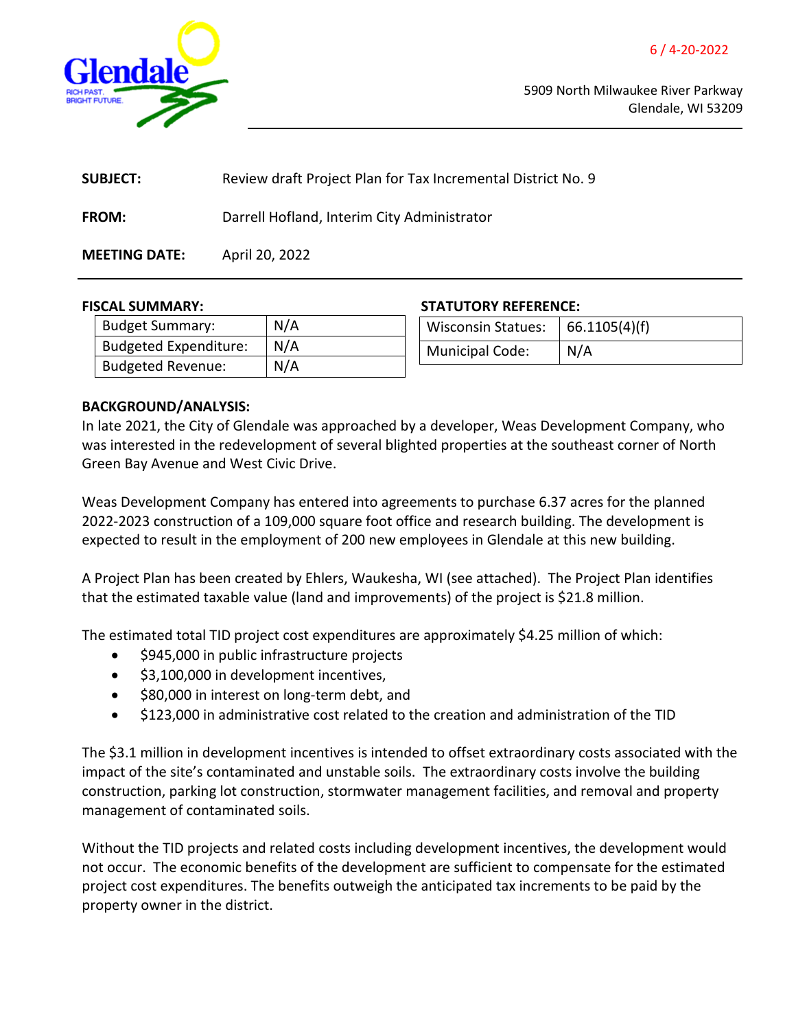Glendale

RICH PAST. BRIGHT FUTURE.

6 / 4-20-2022

5909 North Milwaukee River Parkway
Glendale, WI 53209

**SUBJECT:** Review draft Project Plan for Tax Incremental District No. 9

**FROM:** Darrell Hofland, Interim City Administrator

**MEETING DATE:** April 20, 2022

**FISCAL SUMMARY:**

| Budget Summary: | N/A |
|---|---|
| Budgeted Expenditure: | N/A |
| Budgeted Revenue: | N/A |

**STATUTORY REFERENCE:**

| Wisconsin Statues: | 66.1105(4)(f) |
|---|---|
| Municipal Code: | N/A |

**BACKGROUND/ANALYSIS:**

In late 2021, the City of Glendale was approached by a developer, Weas Development Company, who was interested in the redevelopment of several blighted properties at the southeast corner of North Green Bay Avenue and West Civic Drive.

Weas Development Company has entered into agreements to purchase 6.37 acres for the planned 2022-2023 construction of a 109,000 square foot office and research building. The development is expected to result in the employment of 200 new employees in Glendale at this new building.

A Project Plan has been created by Ehlers, Waukesha, WI (see attached). The Project Plan identifies that the estimated taxable value (land and improvements) of the project is $21.8 million.

The estimated total TID project cost expenditures are approximately $4.25 million of which:

- $945,000 in public infrastructure projects
- $3,100,000 in development incentives,
- $80,000 in interest on long-term debt, and
- $123,000 in administrative cost related to the creation and administration of the TID

The $3.1 million in development incentives is intended to offset extraordinary costs associated with the impact of the site's contaminated and unstable soils. The extraordinary costs involve the building construction, parking lot construction, stormwater management facilities, and removal and property management of contaminated soils.

Without the TID projects and related costs including development incentives, the development would not occur. The economic benefits of the development are sufficient to compensate for the estimated project cost expenditures. The benefits outweigh the anticipated tax increments to be paid by the property owner in the district.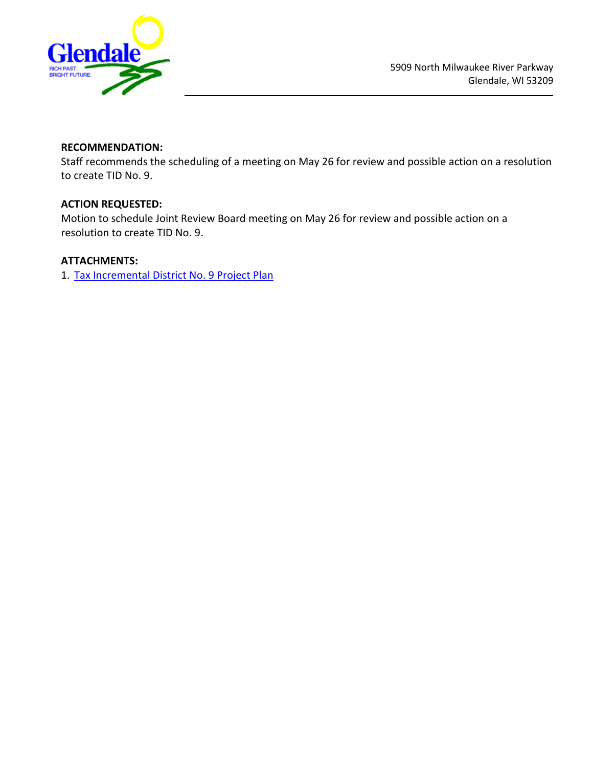5909 North Milwaukee River Parkway
Glendale, WI 53209

**RECOMMENDATION:**
Staff recommends the scheduling of a meeting on May 26 for review and possible action on a resolution to create TID No. 9.

**ACTION REQUESTED:**
Motion to schedule Joint Review Board meeting on May 26 for review and possible action on a resolution to create TID No. 9.

**ATTACHMENTS:**
1. Tax Incremental District No. 9 Project Plan